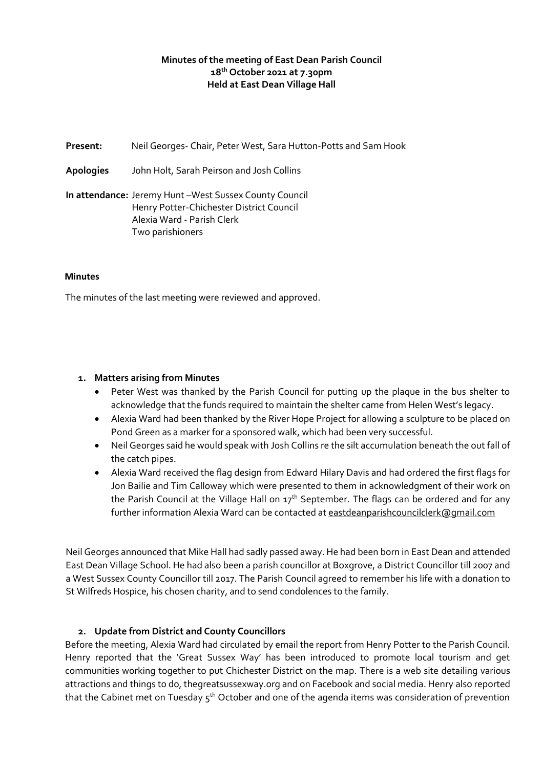**Minutes of the meeting of East Dean Parish Council**
**18th October 2021 at 7.30pm**
**Held at East Dean Village Hall**

**Present:** Neil Georges- Chair, Peter West, Sara Hutton-Potts and Sam Hook

**Apologies** John Holt, Sarah Peirson and Josh Collins

**In attendance:** Jeremy Hunt –West Sussex County Council
Henry Potter-Chichester District Council
Alexia Ward - Parish Clerk
Two parishioners

**Minutes**

The minutes of the last meeting were reviewed and approved.

1. **Matters arising from Minutes**
   - Peter West was thanked by the Parish Council for putting up the plaque in the bus shelter to acknowledge that the funds required to maintain the shelter came from Helen West's legacy.
   - Alexia Ward had been thanked by the River Hope Project for allowing a sculpture to be placed on Pond Green as a marker for a sponsored walk, which had been very successful.
   - Neil Georges said he would speak with Josh Collins re the silt accumulation beneath the out fall of the catch pipes.
   - Alexia Ward received the flag design from Edward Hilary Davis and had ordered the first flags for Jon Bailie and Tim Calloway which were presented to them in acknowledgment of their work on the Parish Council at the Village Hall on 17th September. The flags can be ordered and for any further information Alexia Ward can be contacted at eastdeanparishcouncilclerk@gmail.com

Neil Georges announced that Mike Hall had sadly passed away. He had been born in East Dean and attended East Dean Village School. He had also been a parish councillor at Boxgrove, a District Councillor till 2007 and a West Sussex County Councillor till 2017. The Parish Council agreed to remember his life with a donation to St Wilfreds Hospice, his chosen charity, and to send condolences to the family.

2. **Update from District and County Councillors**

Before the meeting, Alexia Ward had circulated by email the report from Henry Potter to the Parish Council. Henry reported that the 'Great Sussex Way' has been introduced to promote local tourism and get communities working together to put Chichester District on the map. There is a web site detailing various attractions and things to do, thegreatsussexway.org and on Facebook and social media. Henry also reported that the Cabinet met on Tuesday 5th October and one of the agenda items was consideration of prevention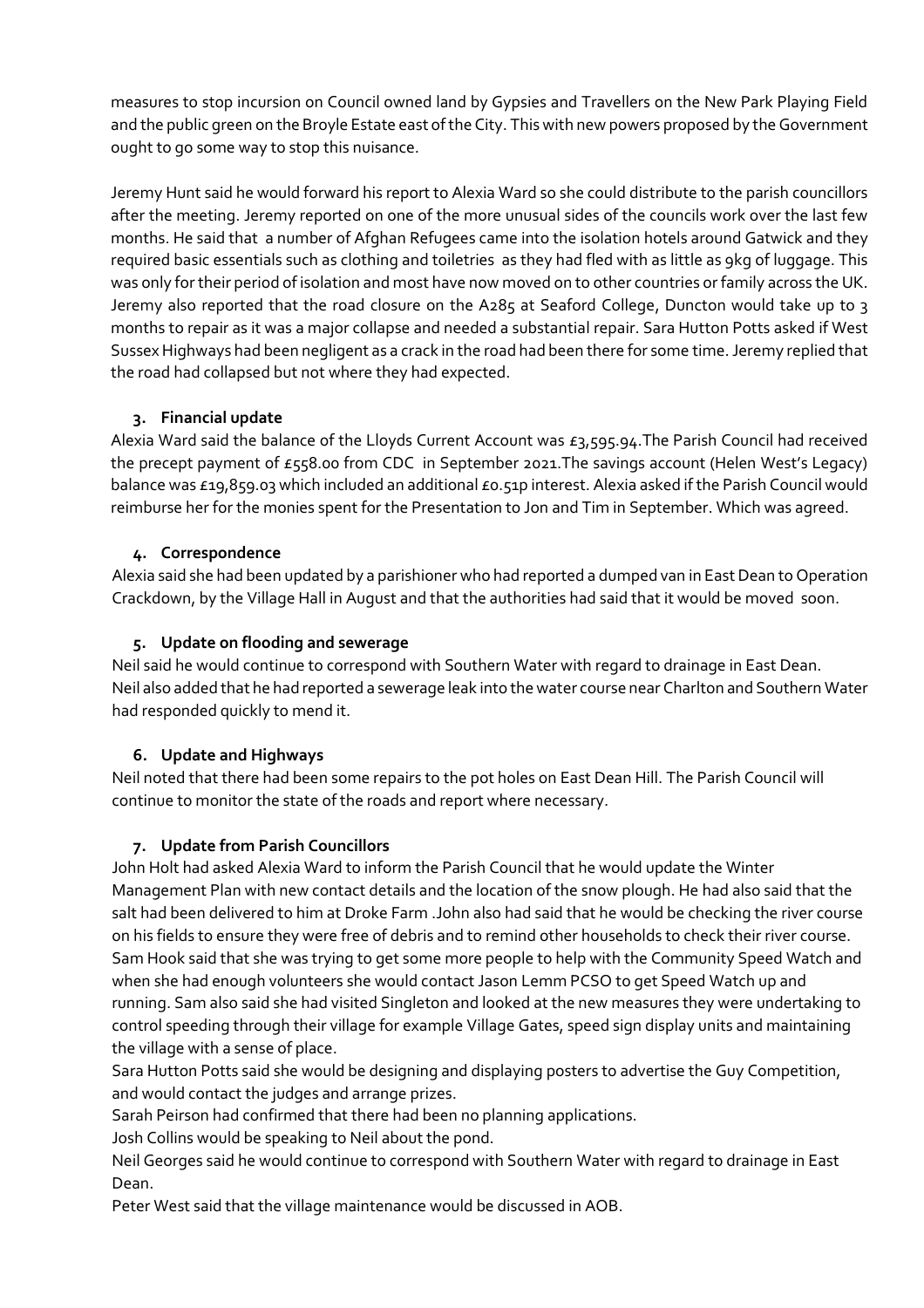measures to stop incursion on Council owned land by Gypsies and Travellers on the New Park Playing Field and the public green on the Broyle Estate east of the City. This with new powers proposed by the Government ought to go some way to stop this nuisance.

Jeremy Hunt said he would forward his report to Alexia Ward so she could distribute to the parish councillors after the meeting. Jeremy reported on one of the more unusual sides of the councils work over the last few months. He said that a number of Afghan Refugees came into the isolation hotels around Gatwick and they required basic essentials such as clothing and toiletries as they had fled with as little as 9kg of luggage. This was only for their period of isolation and most have now moved on to other countries or family across the UK. Jeremy also reported that the road closure on the A285 at Seaford College, Duncton would take up to 3 months to repair as it was a major collapse and needed a substantial repair. Sara Hutton Potts asked if West Sussex Highways had been negligent as a crack in the road had been there for some time. Jeremy replied that the road had collapsed but not where they had expected.

### 3. Financial update

Alexia Ward said the balance of the Lloyds Current Account was £3,595.94.The Parish Council had received the precept payment of £558.00 from CDC in September 2021.The savings account (Helen West's Legacy) balance was £19,859.03 which included an additional £0.51p interest. Alexia asked if the Parish Council would reimburse her for the monies spent for the Presentation to Jon and Tim in September. Which was agreed.

### 4. Correspondence

Alexia said she had been updated by a parishioner who had reported a dumped van in East Dean to Operation Crackdown, by the Village Hall in August and that the authorities had said that it would be moved soon.

### 5. Update on flooding and sewerage

Neil said he would continue to correspond with Southern Water with regard to drainage in East Dean. Neil also added that he had reported a sewerage leak into the water course near Charlton and Southern Water had responded quickly to mend it.

### 6. Update and Highways

Neil noted that there had been some repairs to the pot holes on East Dean Hill. The Parish Council will continue to monitor the state of the roads and report where necessary.

### 7. Update from Parish Councillors

John Holt had asked Alexia Ward to inform the Parish Council that he would update the Winter Management Plan with new contact details and the location of the snow plough. He had also said that the salt had been delivered to him at Droke Farm .John also had said that he would be checking the river course on his fields to ensure they were free of debris and to remind other households to check their river course. Sam Hook said that she was trying to get some more people to help with the Community Speed Watch and when she had enough volunteers she would contact Jason Lemm PCSO to get Speed Watch up and running. Sam also said she had visited Singleton and looked at the new measures they were undertaking to control speeding through their village for example Village Gates, speed sign display units and maintaining the village with a sense of place.

Sara Hutton Potts said she would be designing and displaying posters to advertise the Guy Competition, and would contact the judges and arrange prizes.

Sarah Peirson had confirmed that there had been no planning applications.

Josh Collins would be speaking to Neil about the pond.

Neil Georges said he would continue to correspond with Southern Water with regard to drainage in East Dean.

Peter West said that the village maintenance would be discussed in AOB.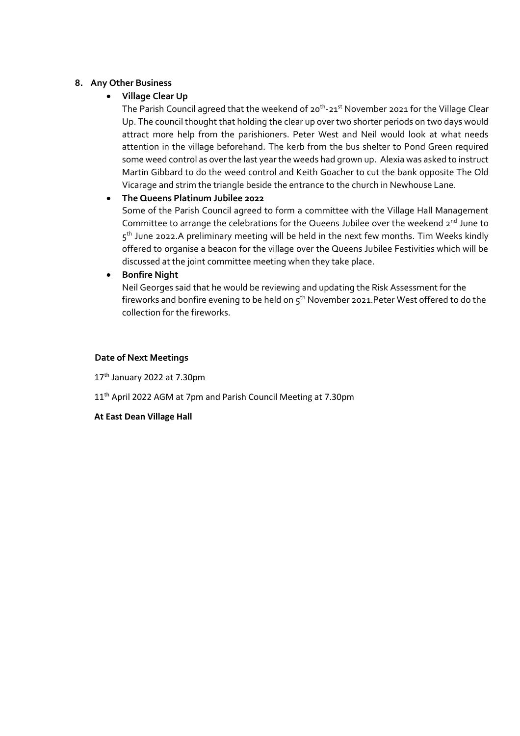## 8. Any Other Business

- **Village Clear Up**

  The Parish Council agreed that the weekend of 20th-21st November 2021 for the Village Clear Up. The council thought that holding the clear up over two shorter periods on two days would attract more help from the parishioners. Peter West and Neil would look at what needs attention in the village beforehand. The kerb from the bus shelter to Pond Green required some weed control as over the last year the weeds had grown up. Alexia was asked to instruct Martin Gibbard to do the weed control and Keith Goacher to cut the bank opposite The Old Vicarage and strim the triangle beside the entrance to the church in Newhouse Lane.

- **The Queens Platinum Jubilee 2022**

  Some of the Parish Council agreed to form a committee with the Village Hall Management Committee to arrange the celebrations for the Queens Jubilee over the weekend 2nd June to 5th June 2022.A preliminary meeting will be held in the next few months. Tim Weeks kindly offered to organise a beacon for the village over the Queens Jubilee Festivities which will be discussed at the joint committee meeting when they take place.

- **Bonfire Night**

  Neil Georges said that he would be reviewing and updating the Risk Assessment for the fireworks and bonfire evening to be held on 5th November 2021.Peter West offered to do the collection for the fireworks.

**Date of Next Meetings**

17th January 2022 at 7.30pm

11th April 2022 AGM at 7pm and Parish Council Meeting at 7.30pm

**At East Dean Village Hall**